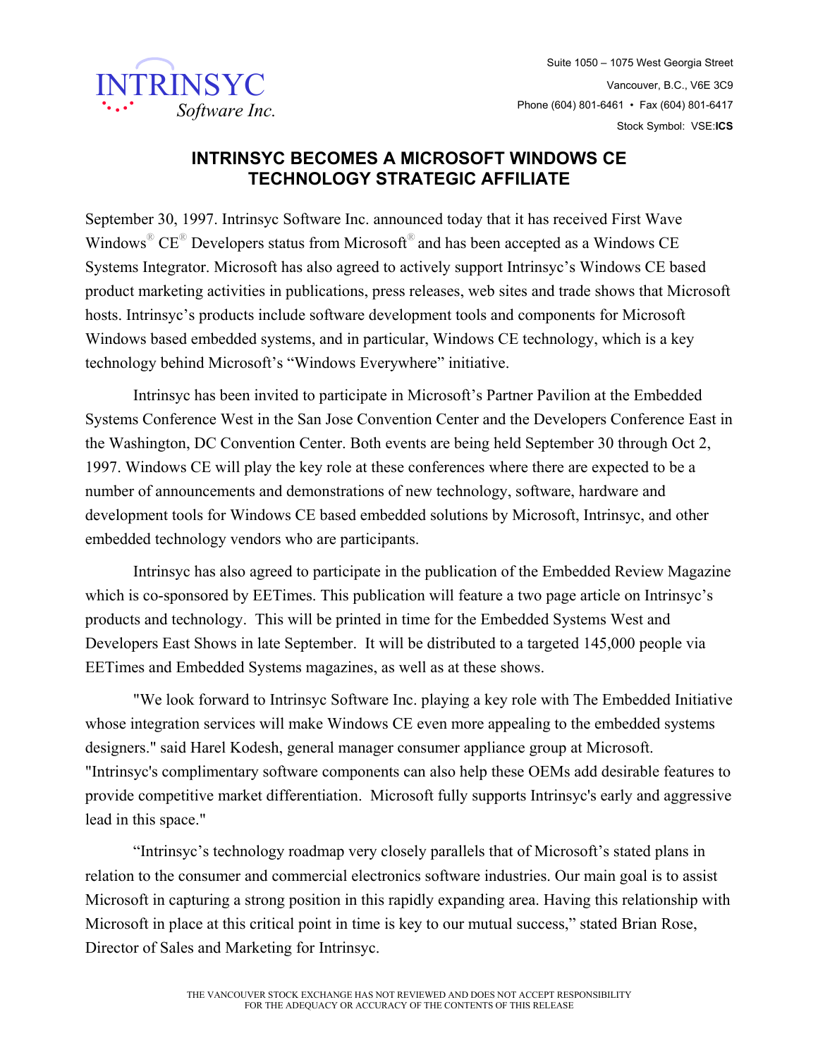**INTRINSYC**
*Software Inc.*

Suite 1050 – 1075 West Georgia Street
Vancouver, B.C., V6E 3C9
Phone (604) 801-6461 • Fax (604) 801-6417
Stock Symbol: VSE:**ICS**

# INTRINSYC BECOMES A MICROSOFT WINDOWS CE TECHNOLOGY STRATEGIC AFFILIATE

September 30, 1997. Intrinsyc Software Inc. announced today that it has received First Wave Windows® CE® Developers status from Microsoft® and has been accepted as a Windows CE Systems Integrator. Microsoft has also agreed to actively support Intrinsyc's Windows CE based product marketing activities in publications, press releases, web sites and trade shows that Microsoft hosts. Intrinsyc's products include software development tools and components for Microsoft Windows based embedded systems, and in particular, Windows CE technology, which is a key technology behind Microsoft's "Windows Everywhere" initiative.

Intrinsyc has been invited to participate in Microsoft's Partner Pavilion at the Embedded Systems Conference West in the San Jose Convention Center and the Developers Conference East in the Washington, DC Convention Center. Both events are being held September 30 through Oct 2, 1997. Windows CE will play the key role at these conferences where there are expected to be a number of announcements and demonstrations of new technology, software, hardware and development tools for Windows CE based embedded solutions by Microsoft, Intrinsyc, and other embedded technology vendors who are participants.

Intrinsyc has also agreed to participate in the publication of the Embedded Review Magazine which is co-sponsored by EETimes. This publication will feature a two page article on Intrinsyc's products and technology. This will be printed in time for the Embedded Systems West and Developers East Shows in late September. It will be distributed to a targeted 145,000 people via EETimes and Embedded Systems magazines, as well as at these shows.

"We look forward to Intrinsyc Software Inc. playing a key role with The Embedded Initiative whose integration services will make Windows CE even more appealing to the embedded systems designers." said Harel Kodesh, general manager consumer appliance group at Microsoft. "Intrinsyc's complimentary software components can also help these OEMs add desirable features to provide competitive market differentiation. Microsoft fully supports Intrinsyc's early and aggressive lead in this space."

"Intrinsyc's technology roadmap very closely parallels that of Microsoft's stated plans in relation to the consumer and commercial electronics software industries. Our main goal is to assist Microsoft in capturing a strong position in this rapidly expanding area. Having this relationship with Microsoft in place at this critical point in time is key to our mutual success," stated Brian Rose, Director of Sales and Marketing for Intrinsyc.

THE VANCOUVER STOCK EXCHANGE HAS NOT REVIEWED AND DOES NOT ACCEPT RESPONSIBILITY FOR THE ADEQUACY OR ACCURACY OF THE CONTENTS OF THIS RELEASE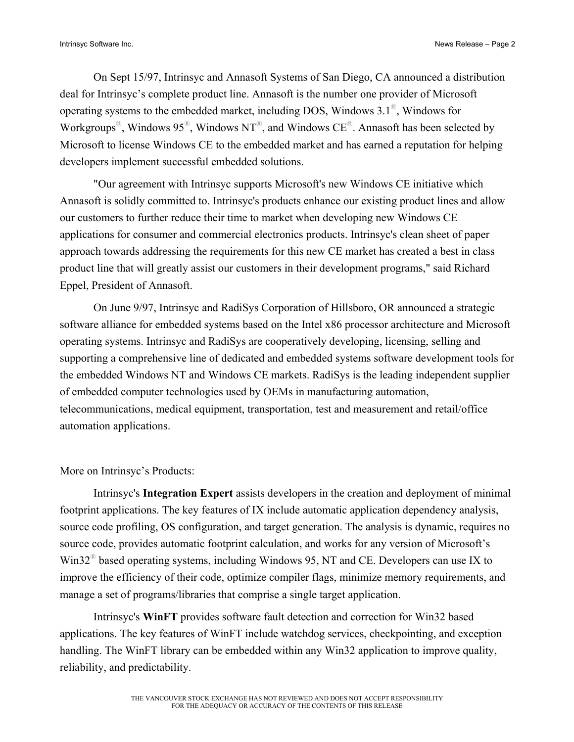On Sept 15/97, Intrinsyc and Annasoft Systems of San Diego, CA announced a distribution deal for Intrinsyc's complete product line. Annasoft is the number one provider of Microsoft operating systems to the embedded market, including DOS, Windows 3.1®, Windows for Workgroups®, Windows 95®, Windows NT®, and Windows CE®. Annasoft has been selected by Microsoft to license Windows CE to the embedded market and has earned a reputation for helping developers implement successful embedded solutions.

"Our agreement with Intrinsyc supports Microsoft's new Windows CE initiative which Annasoft is solidly committed to. Intrinsyc's products enhance our existing product lines and allow our customers to further reduce their time to market when developing new Windows CE applications for consumer and commercial electronics products. Intrinsyc's clean sheet of paper approach towards addressing the requirements for this new CE market has created a best in class product line that will greatly assist our customers in their development programs," said Richard Eppel, President of Annasoft.

On June 9/97, Intrinsyc and RadiSys Corporation of Hillsboro, OR announced a strategic software alliance for embedded systems based on the Intel x86 processor architecture and Microsoft operating systems. Intrinsyc and RadiSys are cooperatively developing, licensing, selling and supporting a comprehensive line of dedicated and embedded systems software development tools for the embedded Windows NT and Windows CE markets. RadiSys is the leading independent supplier of embedded computer technologies used by OEMs in manufacturing automation, telecommunications, medical equipment, transportation, test and measurement and retail/office automation applications.

More on Intrinsyc's Products:

Intrinsyc's **Integration Expert** assists developers in the creation and deployment of minimal footprint applications. The key features of IX include automatic application dependency analysis, source code profiling, OS configuration, and target generation. The analysis is dynamic, requires no source code, provides automatic footprint calculation, and works for any version of Microsoft's Win32® based operating systems, including Windows 95, NT and CE. Developers can use IX to improve the efficiency of their code, optimize compiler flags, minimize memory requirements, and manage a set of programs/libraries that comprise a single target application.

Intrinsyc's **WinFT** provides software fault detection and correction for Win32 based applications. The key features of WinFT include watchdog services, checkpointing, and exception handling. The WinFT library can be embedded within any Win32 application to improve quality, reliability, and predictability.

THE VANCOUVER STOCK EXCHANGE HAS NOT REVIEWED AND DOES NOT ACCEPT RESPONSIBILITY FOR THE ADEQUACY OR ACCURACY OF THE CONTENTS OF THIS RELEASE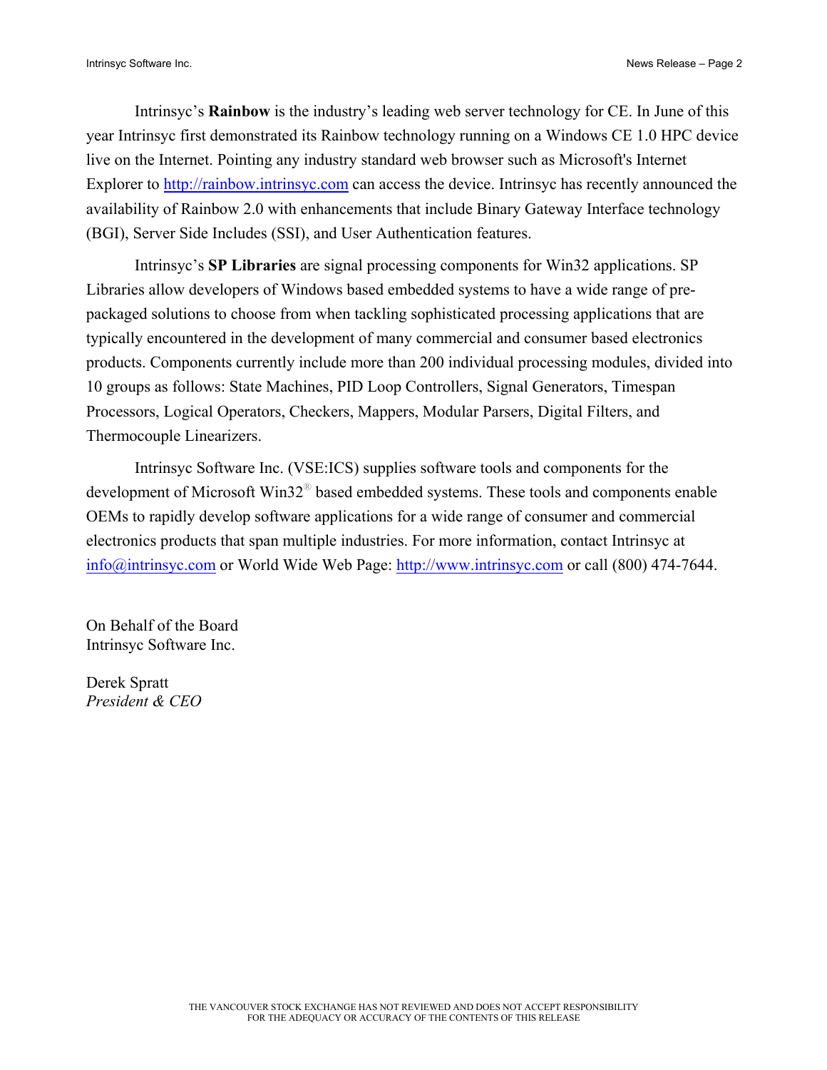Intrinsyc's **Rainbow** is the industry's leading web server technology for CE. In June of this year Intrinsyc first demonstrated its Rainbow technology running on a Windows CE 1.0 HPC device live on the Internet. Pointing any industry standard web browser such as Microsoft's Internet Explorer to http://rainbow.intrinsyc.com can access the device. Intrinsyc has recently announced the availability of Rainbow 2.0 with enhancements that include Binary Gateway Interface technology (BGI), Server Side Includes (SSI), and User Authentication features.

Intrinsyc's **SP Libraries** are signal processing components for Win32 applications. SP Libraries allow developers of Windows based embedded systems to have a wide range of pre-packaged solutions to choose from when tackling sophisticated processing applications that are typically encountered in the development of many commercial and consumer based electronics products. Components currently include more than 200 individual processing modules, divided into 10 groups as follows: State Machines, PID Loop Controllers, Signal Generators, Timespan Processors, Logical Operators, Checkers, Mappers, Modular Parsers, Digital Filters, and Thermocouple Linearizers.

Intrinsyc Software Inc. (VSE:ICS) supplies software tools and components for the development of Microsoft Win32® based embedded systems. These tools and components enable OEMs to rapidly develop software applications for a wide range of consumer and commercial electronics products that span multiple industries. For more information, contact Intrinsyc at info@intrinsyc.com or World Wide Web Page: http://www.intrinsyc.com or call (800) 474-7644.

On Behalf of the Board
Intrinsyc Software Inc.

Derek Spratt
*President & CEO*

THE VANCOUVER STOCK EXCHANGE HAS NOT REVIEWED AND DOES NOT ACCEPT RESPONSIBILITY FOR THE ADEQUACY OR ACCURACY OF THE CONTENTS OF THIS RELEASE